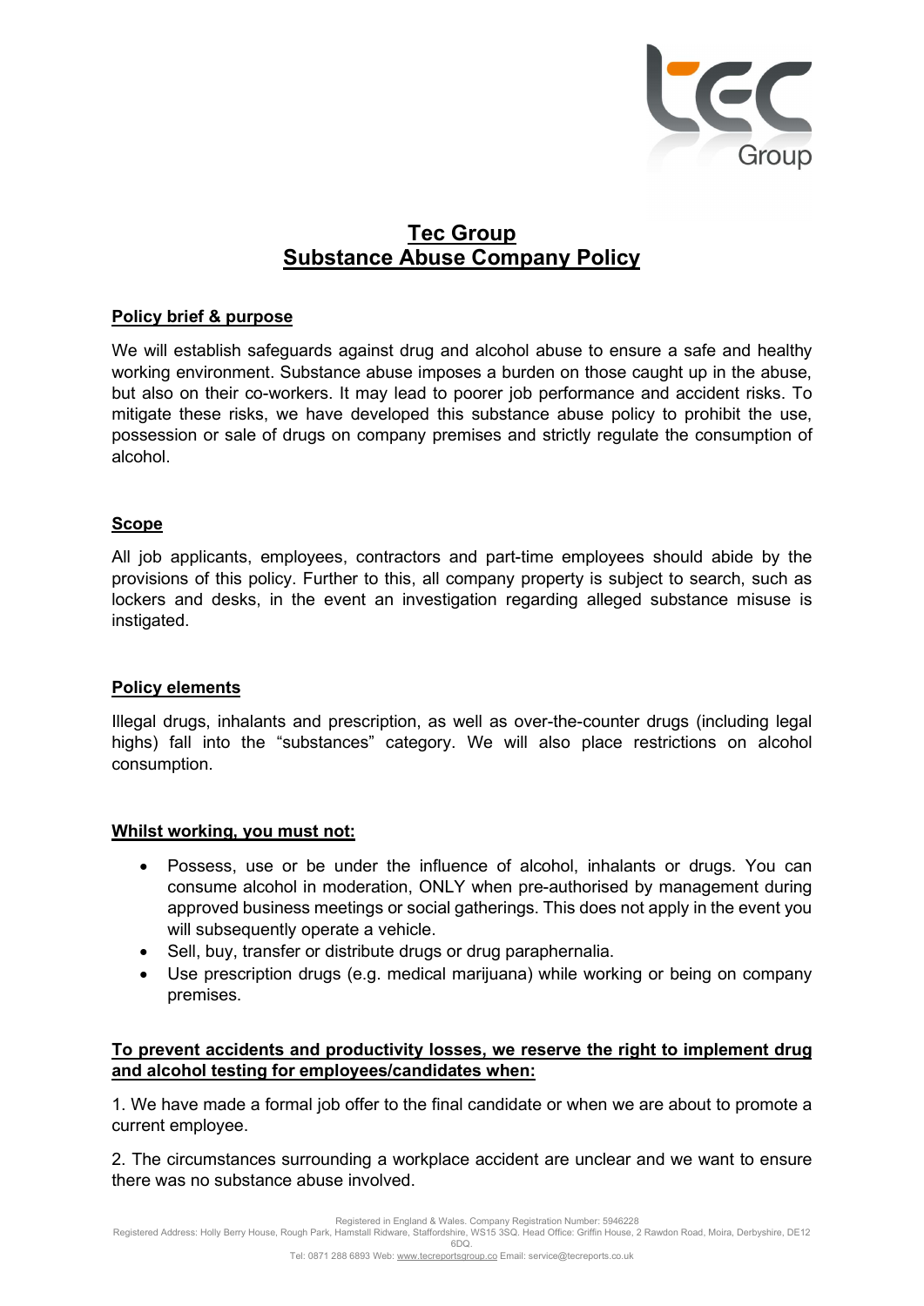# Tec Group
# Substance Abuse Company Policy

**Policy brief & purpose**

We will establish safeguards against drug and alcohol abuse to ensure a safe and healthy working environment. Substance abuse imposes a burden on those caught up in the abuse, but also on their co-workers. It may lead to poorer job performance and accident risks. To mitigate these risks, we have developed this substance abuse policy to prohibit the use, possession or sale of drugs on company premises and strictly regulate the consumption of alcohol.

**Scope**

All job applicants, employees, contractors and part-time employees should abide by the provisions of this policy. Further to this, all company property is subject to search, such as lockers and desks, in the event an investigation regarding alleged substance misuse is instigated.

**Policy elements**

Illegal drugs, inhalants and prescription, as well as over-the-counter drugs (including legal highs) fall into the "substances" category. We will also place restrictions on alcohol consumption.

**Whilst working, you must not:**

- Possess, use or be under the influence of alcohol, inhalants or drugs. You can consume alcohol in moderation, ONLY when pre-authorised by management during approved business meetings or social gatherings. This does not apply in the event you will subsequently operate a vehicle.
- Sell, buy, transfer or distribute drugs or drug paraphernalia.
- Use prescription drugs (e.g. medical marijuana) while working or being on company premises.

**To prevent accidents and productivity losses, we reserve the right to implement drug and alcohol testing for employees/candidates when:**

1. We have made a formal job offer to the final candidate or when we are about to promote a current employee.

2. The circumstances surrounding a workplace accident are unclear and we want to ensure there was no substance abuse involved.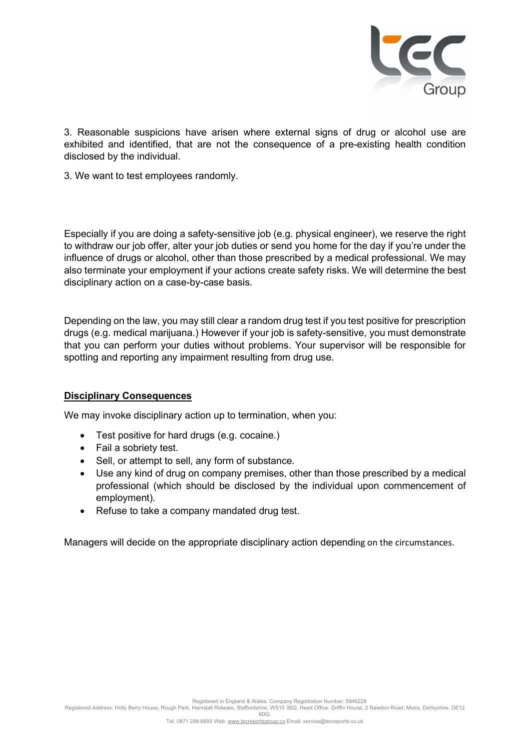3. Reasonable suspicions have arisen where external signs of drug or alcohol use are exhibited and identified, that are not the consequence of a pre-existing health condition disclosed by the individual.

3. We want to test employees randomly.

Especially if you are doing a safety-sensitive job (e.g. physical engineer), we reserve the right to withdraw our job offer, alter your job duties or send you home for the day if you're under the influence of drugs or alcohol, other than those prescribed by a medical professional. We may also terminate your employment if your actions create safety risks. We will determine the best disciplinary action on a case-by-case basis.

Depending on the law, you may still clear a random drug test if you test positive for prescription drugs (e.g. medical marijuana.) However if your job is safety-sensitive, you must demonstrate that you can perform your duties without problems. Your supervisor will be responsible for spotting and reporting any impairment resulting from drug use.

**Disciplinary Consequences**

We may invoke disciplinary action up to termination, when you:

- Test positive for hard drugs (e.g. cocaine.)
- Fail a sobriety test.
- Sell, or attempt to sell, any form of substance.
- Use any kind of drug on company premises, other than those prescribed by a medical professional (which should be disclosed by the individual upon commencement of employment).
- Refuse to take a company mandated drug test.

Managers will decide on the appropriate disciplinary action depending on the circumstances.